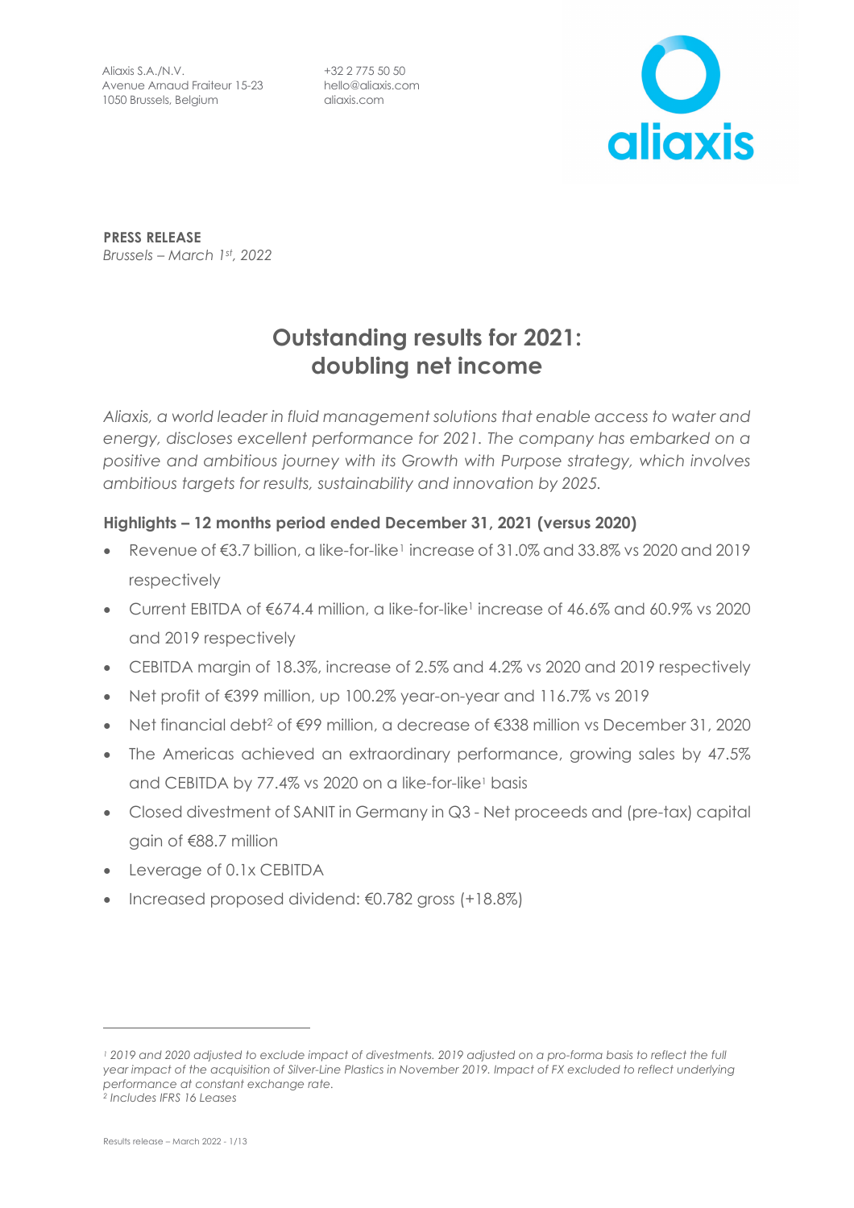Aliaxis S.A./N.V.
Avenue Arnaud Fraiteur 15-23
1050 Brussels, Belgium

+32 2 775 50 50
hello@aliaxis.com
aliaxis.com

**PRESS RELEASE**
*Brussels – March 1st, 2022*

# Outstanding results for 2021: doubling net income

*Aliaxis, a world leader in fluid management solutions that enable access to water and energy, discloses excellent performance for 2021. The company has embarked on a positive and ambitious journey with its Growth with Purpose strategy, which involves ambitious targets for results, sustainability and innovation by 2025.*

## Highlights – 12 months period ended December 31, 2021 (versus 2020)

- Revenue of €3.7 billion, a like-for-like[1] increase of 31.0% and 33.8% vs 2020 and 2019 respectively
- Current EBITDA of €674.4 million, a like-for-like[1] increase of 46.6% and 60.9% vs 2020 and 2019 respectively
- CEBITDA margin of 18.3%, increase of 2.5% and 4.2% vs 2020 and 2019 respectively
- Net profit of €399 million, up 100.2% year-on-year and 116.7% vs 2019
- Net financial debt[2] of €99 million, a decrease of €338 million vs December 31, 2020
- The Americas achieved an extraordinary performance, growing sales by 47.5% and CEBITDA by 77.4% vs 2020 on a like-for-like[1] basis
- Closed divestment of SANIT in Germany in Q3 - Net proceeds and (pre-tax) capital gain of €88.7 million
- Leverage of 0.1x CEBITDA
- Increased proposed dividend: €0.782 gross (+18.8%)

---

[1] *2019 and 2020 adjusted to exclude impact of divestments. 2019 adjusted on a pro-forma basis to reflect the full year impact of the acquisition of Silver-Line Plastics in November 2019. Impact of FX excluded to reflect underlying performance at constant exchange rate.*
[2] *Includes IFRS 16 Leases*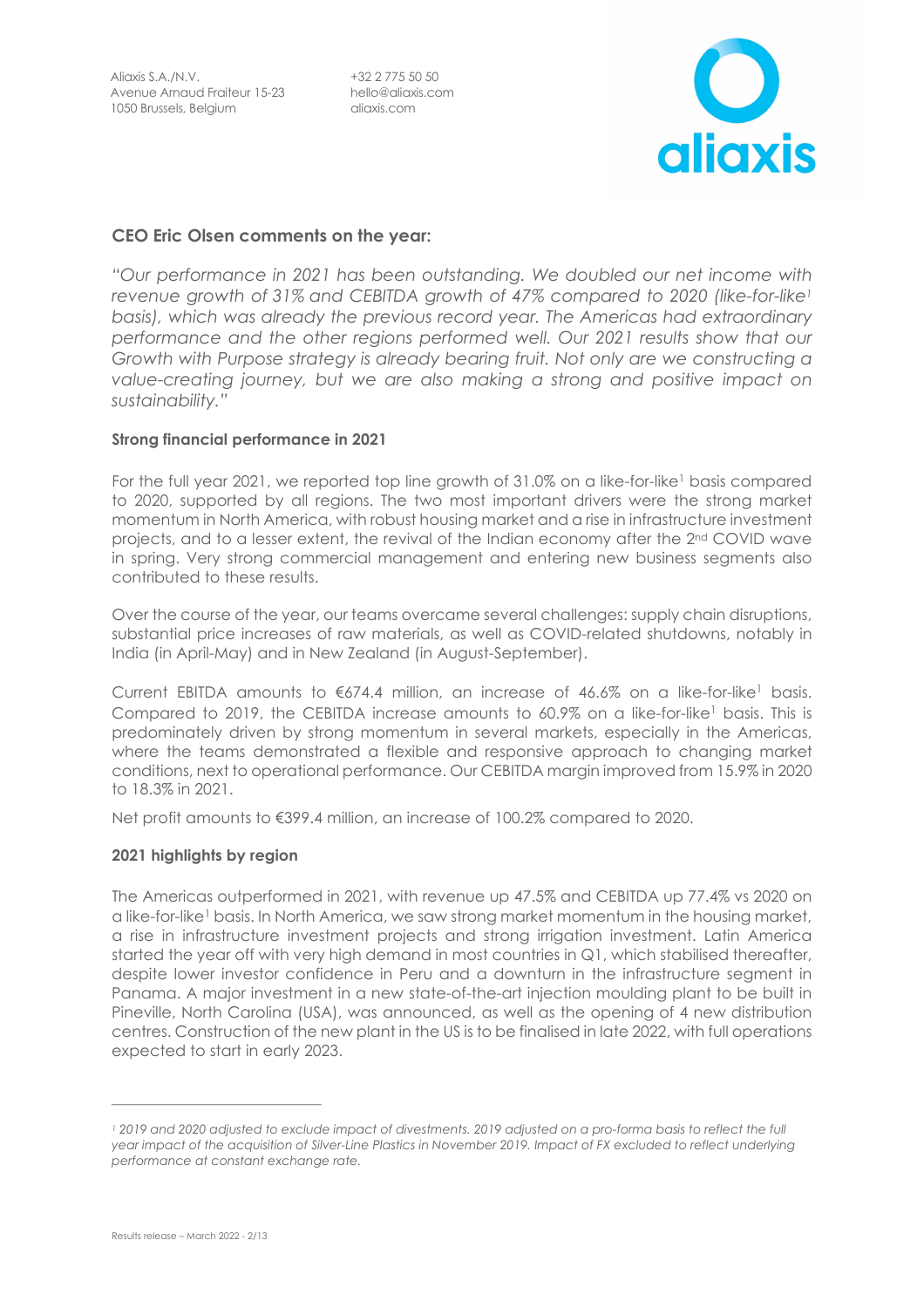Aliaxis S.A./N.V.
Avenue Arnaud Fraiteur 15-23
1050 Brussels, Belgium

+32 2 775 50 50
hello@aliaxis.com
aliaxis.com

## CEO Eric Olsen comments on the year:

*"Our performance in 2021 has been outstanding. We doubled our net income with revenue growth of 31% and CEBITDA growth of 47% compared to 2020 (like-for-like[1] basis), which was already the previous record year. The Americas had extraordinary performance and the other regions performed well. Our 2021 results show that our Growth with Purpose strategy is already bearing fruit. Not only are we constructing a value-creating journey, but we are also making a strong and positive impact on sustainability."*

### Strong financial performance in 2021

For the full year 2021, we reported top line growth of 31.0% on a like-for-like[1] basis compared to 2020, supported by all regions. The two most important drivers were the strong market momentum in North America, with robust housing market and a rise in infrastructure investment projects, and to a lesser extent, the revival of the Indian economy after the 2nd COVID wave in spring. Very strong commercial management and entering new business segments also contributed to these results.

Over the course of the year, our teams overcame several challenges: supply chain disruptions, substantial price increases of raw materials, as well as COVID-related shutdowns, notably in India (in April-May) and in New Zealand (in August-September).

Current EBITDA amounts to €674.4 million, an increase of 46.6% on a like-for-like[1] basis. Compared to 2019, the CEBITDA increase amounts to 60.9% on a like-for-like[1] basis. This is predominately driven by strong momentum in several markets, especially in the Americas, where the teams demonstrated a flexible and responsive approach to changing market conditions, next to operational performance. Our CEBITDA margin improved from 15.9% in 2020 to 18.3% in 2021.

Net profit amounts to €399.4 million, an increase of 100.2% compared to 2020.

### 2021 highlights by region

The Americas outperformed in 2021, with revenue up 47.5% and CEBITDA up 77.4% vs 2020 on a like-for-like[1] basis. In North America, we saw strong market momentum in the housing market, a rise in infrastructure investment projects and strong irrigation investment. Latin America started the year off with very high demand in most countries in Q1, which stabilised thereafter, despite lower investor confidence in Peru and a downturn in the infrastructure segment in Panama. A major investment in a new state-of-the-art injection moulding plant to be built in Pineville, North Carolina (USA), was announced, as well as the opening of 4 new distribution centres. Construction of the new plant in the US is to be finalised in late 2022, with full operations expected to start in early 2023.

---

*[1] 2019 and 2020 adjusted to exclude impact of divestments. 2019 adjusted on a pro-forma basis to reflect the full year impact of the acquisition of Silver-Line Plastics in November 2019. Impact of FX excluded to reflect underlying performance at constant exchange rate.*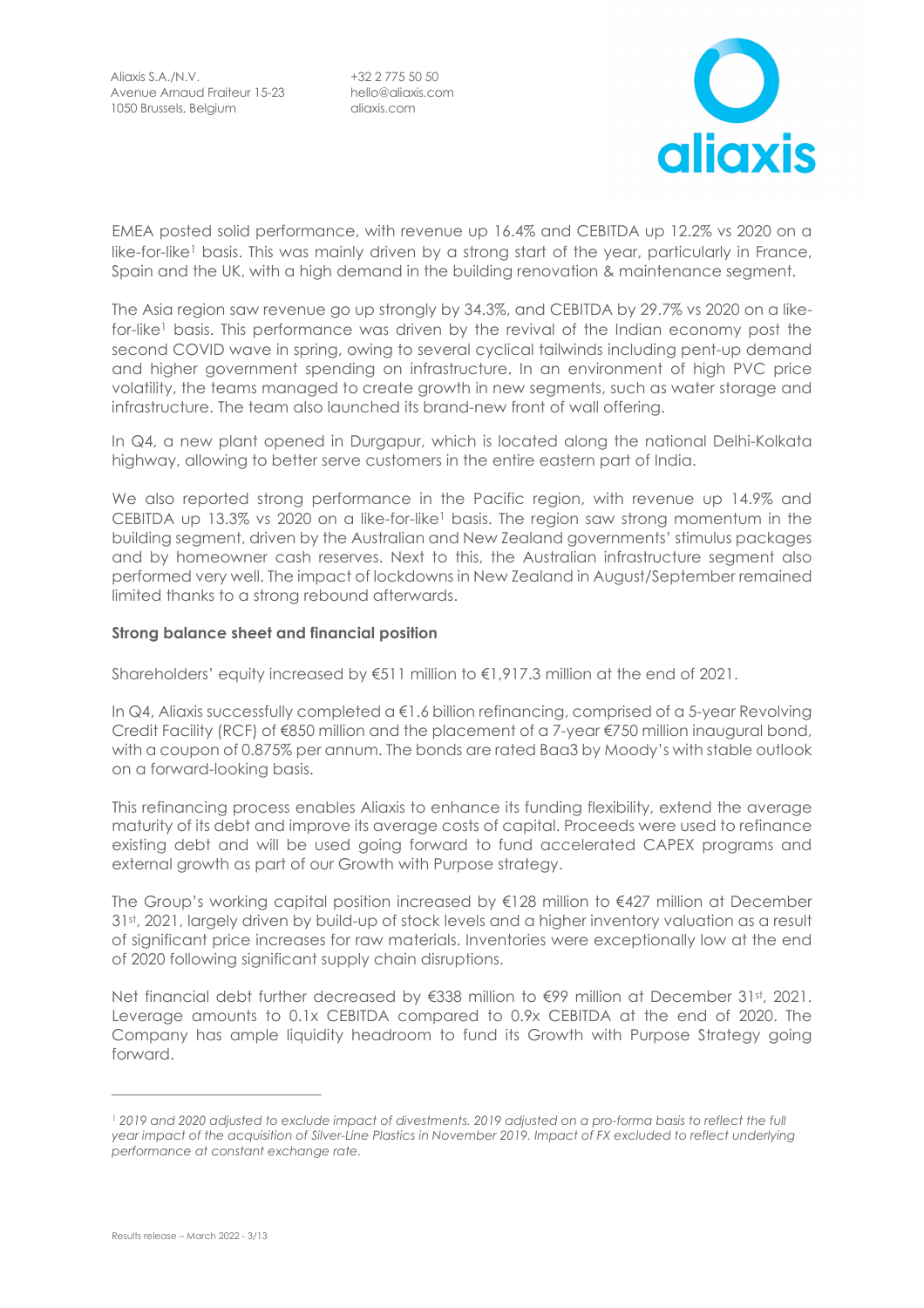EMEA posted solid performance, with revenue up 16.4% and CEBITDA up 12.2% vs 2020 on a like-for-like[1] basis. This was mainly driven by a strong start of the year, particularly in France, Spain and the UK, with a high demand in the building renovation & maintenance segment.

The Asia region saw revenue go up strongly by 34.3%, and CEBITDA by 29.7% vs 2020 on a like-for-like[1] basis. This performance was driven by the revival of the Indian economy post the second COVID wave in spring, owing to several cyclical tailwinds including pent-up demand and higher government spending on infrastructure. In an environment of high PVC price volatility, the teams managed to create growth in new segments, such as water storage and infrastructure. The team also launched its brand-new front of wall offering.

In Q4, a new plant opened in Durgapur, which is located along the national Delhi-Kolkata highway, allowing to better serve customers in the entire eastern part of India.

We also reported strong performance in the Pacific region, with revenue up 14.9% and CEBITDA up 13.3% vs 2020 on a like-for-like[1] basis. The region saw strong momentum in the building segment, driven by the Australian and New Zealand governments' stimulus packages and by homeowner cash reserves. Next to this, the Australian infrastructure segment also performed very well. The impact of lockdowns in New Zealand in August/September remained limited thanks to a strong rebound afterwards.

**Strong balance sheet and financial position**

Shareholders' equity increased by €511 million to €1,917.3 million at the end of 2021.

In Q4, Aliaxis successfully completed a €1.6 billion refinancing, comprised of a 5-year Revolving Credit Facility (RCF) of €850 million and the placement of a 7-year €750 million inaugural bond, with a coupon of 0.875% per annum. The bonds are rated Baa3 by Moody's with stable outlook on a forward-looking basis.

This refinancing process enables Aliaxis to enhance its funding flexibility, extend the average maturity of its debt and improve its average costs of capital. Proceeds were used to refinance existing debt and will be used going forward to fund accelerated CAPEX programs and external growth as part of our Growth with Purpose strategy.

The Group's working capital position increased by €128 million to €427 million at December 31st, 2021, largely driven by build-up of stock levels and a higher inventory valuation as a result of significant price increases for raw materials. Inventories were exceptionally low at the end of 2020 following significant supply chain disruptions.

Net financial debt further decreased by €338 million to €99 million at December 31st, 2021. Leverage amounts to 0.1x CEBITDA compared to 0.9x CEBITDA at the end of 2020. The Company has ample liquidity headroom to fund its Growth with Purpose Strategy going forward.

---

*[1] 2019 and 2020 adjusted to exclude impact of divestments. 2019 adjusted on a pro-forma basis to reflect the full year impact of the acquisition of Silver-Line Plastics in November 2019. Impact of FX excluded to reflect underlying performance at constant exchange rate.*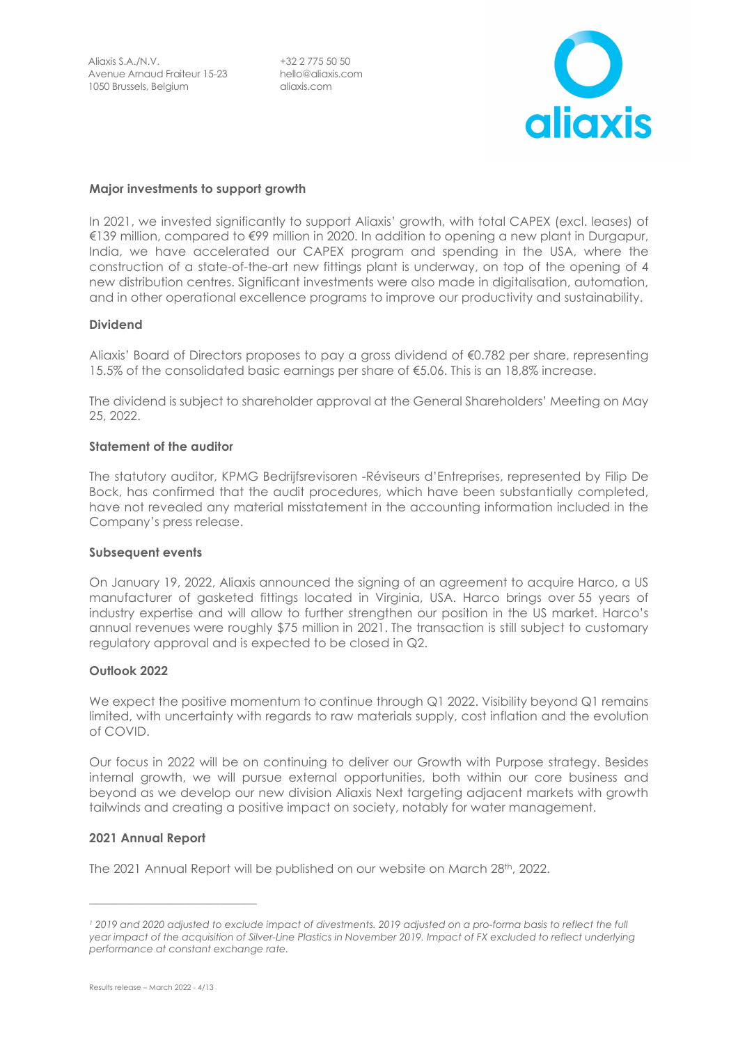### Major investments to support growth

In 2021, we invested significantly to support Aliaxis' growth, with total CAPEX (excl. leases) of €139 million, compared to €99 million in 2020. In addition to opening a new plant in Durgapur, India, we have accelerated our CAPEX program and spending in the USA, where the construction of a state-of-the-art new fittings plant is underway, on top of the opening of 4 new distribution centres. Significant investments were also made in digitalisation, automation, and in other operational excellence programs to improve our productivity and sustainability.

### Dividend

Aliaxis' Board of Directors proposes to pay a gross dividend of €0.782 per share, representing 15.5% of the consolidated basic earnings per share of €5.06. This is an 18,8% increase.

The dividend is subject to shareholder approval at the General Shareholders' Meeting on May 25, 2022.

### Statement of the auditor

The statutory auditor, KPMG Bedrijfsrevisoren -Réviseurs d'Entreprises, represented by Filip De Bock, has confirmed that the audit procedures, which have been substantially completed, have not revealed any material misstatement in the accounting information included in the Company's press release.

### Subsequent events

On January 19, 2022, Aliaxis announced the signing of an agreement to acquire Harco, a US manufacturer of gasketed fittings located in Virginia, USA. Harco brings over 55 years of industry expertise and will allow to further strengthen our position in the US market. Harco's annual revenues were roughly $75 million in 2021. The transaction is still subject to customary regulatory approval and is expected to be closed in Q2.

### Outlook 2022

We expect the positive momentum to continue through Q1 2022. Visibility beyond Q1 remains limited, with uncertainty with regards to raw materials supply, cost inflation and the evolution of COVID.

Our focus in 2022 will be on continuing to deliver our Growth with Purpose strategy. Besides internal growth, we will pursue external opportunities, both within our core business and beyond as we develop our new division Aliaxis Next targeting adjacent markets with growth tailwinds and creating a positive impact on society, notably for water management.

### 2021 Annual Report

The 2021 Annual Report will be published on our website on March 28th, 2022.

---

[1] *2019 and 2020 adjusted to exclude impact of divestments. 2019 adjusted on a pro-forma basis to reflect the full year impact of the acquisition of Silver-Line Plastics in November 2019. Impact of FX excluded to reflect underlying performance at constant exchange rate.*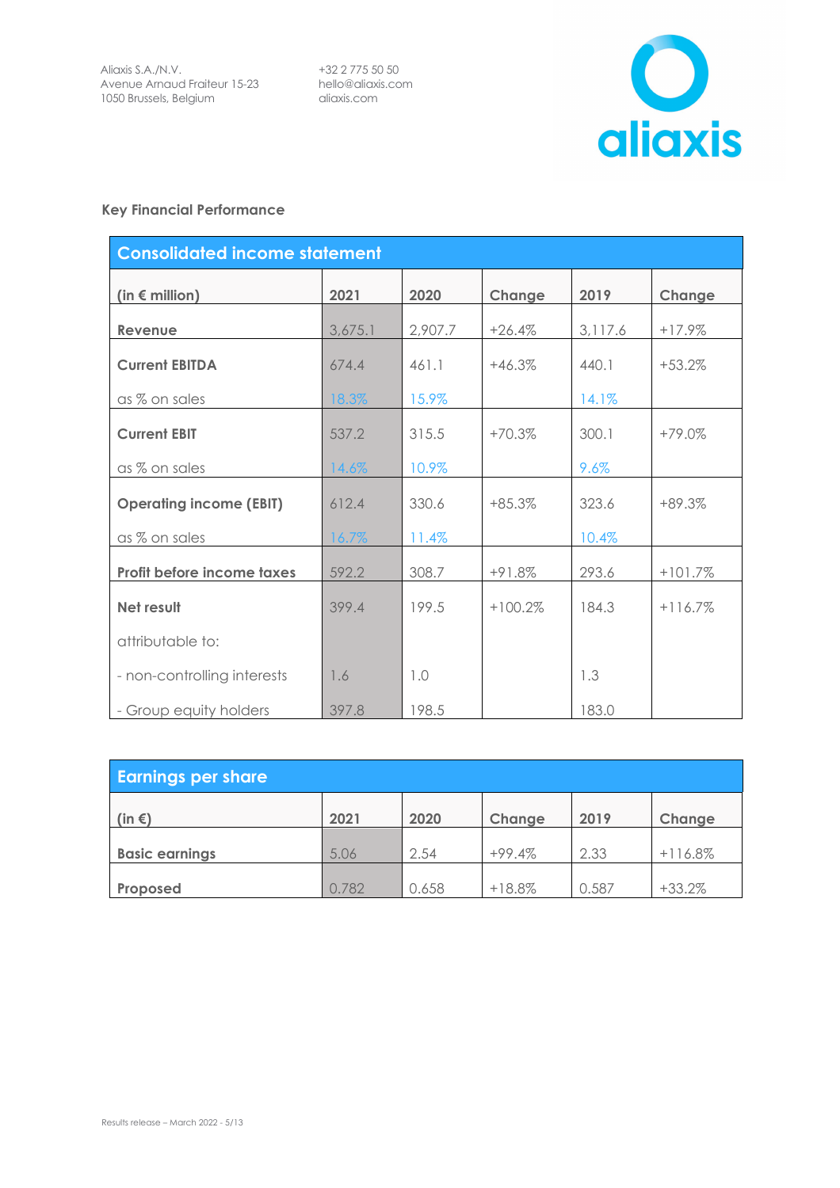Aliaxis S.A./N.V.
Avenue Arnaud Fraiteur 15-23
1050 Brussels, Belgium

+32 2 775 50 50
hello@aliaxis.com
aliaxis.com

**Key Financial Performance**

**Consolidated income statement**

| (in € million) | 2021 | 2020 | Change | 2019 | Change |
|---|---|---|---|---|---|
| **Revenue** | 3,675.1 | 2,907.7 | +26.4% | 3,117.6 | +17.9% |
| **Current EBITDA** | 674.4 | 461.1 | +46.3% | 440.1 | +53.2% |
| as % on sales | 18.3% | 15.9% | | 14.1% | |
| **Current EBIT** | 537.2 | 315.5 | +70.3% | 300.1 | +79.0% |
| as % on sales | 14.6% | 10.9% | | 9.6% | |
| **Operating income (EBIT)** | 612.4 | 330.6 | +85.3% | 323.6 | +89.3% |
| as % on sales | 16.7% | 11.4% | | 10.4% | |
| **Profit before income taxes** | 592.2 | 308.7 | +91.8% | 293.6 | +101.7% |
| **Net result** | 399.4 | 199.5 | +100.2% | 184.3 | +116.7% |
| attributable to: | | | | | |
| - non-controlling interests | 1.6 | 1.0 | | 1.3 | |
| - Group equity holders | 397.8 | 198.5 | | 183.0 | |

**Earnings per share**

| (in €) | 2021 | 2020 | Change | 2019 | Change |
|---|---|---|---|---|---|
| **Basic earnings** | 5.06 | 2.54 | +99.4% | 2.33 | +116.8% |
| **Proposed** | 0.782 | 0.658 | +18.8% | 0.587 | +33.2% |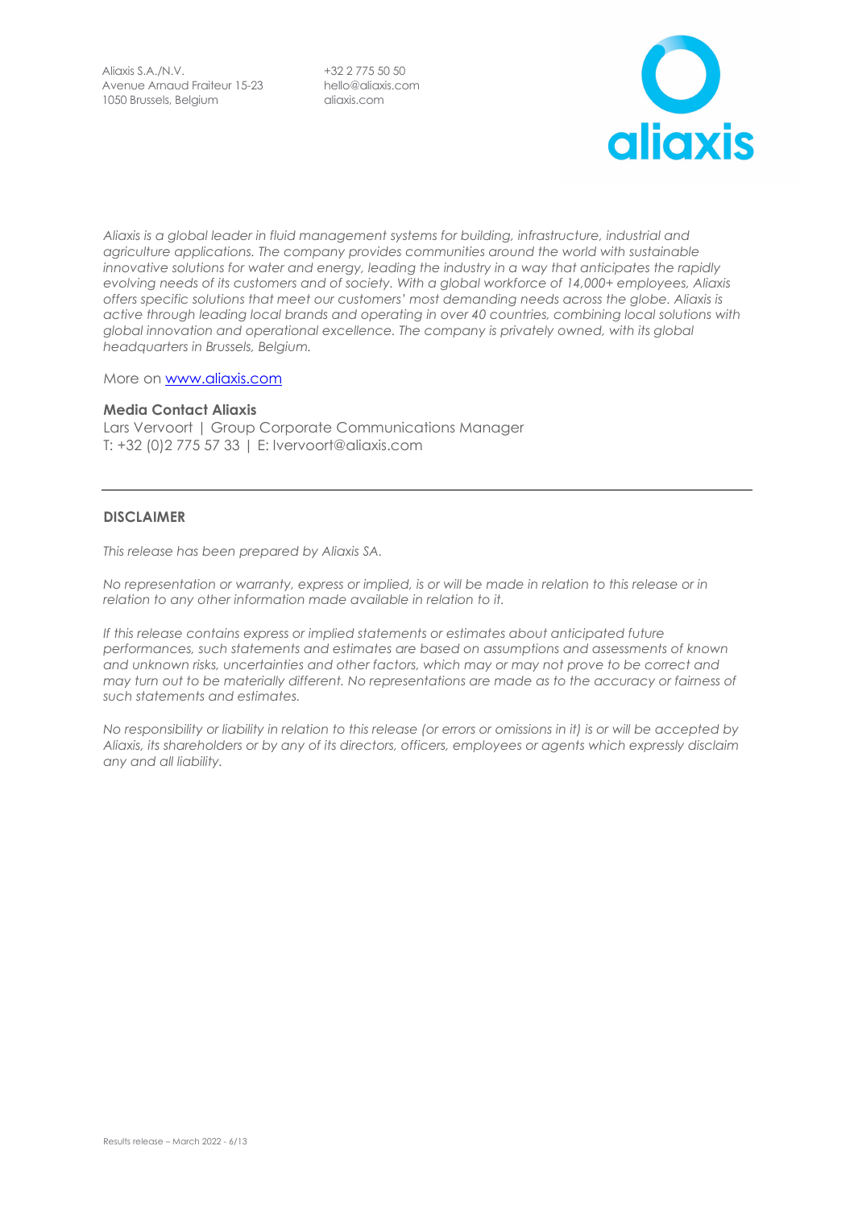Aliaxis S.A./N.V.
Avenue Arnaud Fraiteur 15-23
1050 Brussels, Belgium

+32 2 775 50 50
hello@aliaxis.com
aliaxis.com

*Aliaxis is a global leader in fluid management systems for building, infrastructure, industrial and agriculture applications. The company provides communities around the world with sustainable innovative solutions for water and energy, leading the industry in a way that anticipates the rapidly evolving needs of its customers and of society. With a global workforce of 14,000+ employees, Aliaxis offers specific solutions that meet our customers' most demanding needs across the globe. Aliaxis is active through leading local brands and operating in over 40 countries, combining local solutions with global innovation and operational excellence. The company is privately owned, with its global headquarters in Brussels, Belgium.*

More on [www.aliaxis.com](http://www.aliaxis.com)

**Media Contact Aliaxis**
Lars Vervoort | Group Corporate Communications Manager
T: +32 (0)2 775 57 33 | E: lvervoort@aliaxis.com

---

**DISCLAIMER**

*This release has been prepared by Aliaxis SA.*

*No representation or warranty, express or implied, is or will be made in relation to this release or in relation to any other information made available in relation to it.*

*If this release contains express or implied statements or estimates about anticipated future performances, such statements and estimates are based on assumptions and assessments of known and unknown risks, uncertainties and other factors, which may or may not prove to be correct and may turn out to be materially different. No representations are made as to the accuracy or fairness of such statements and estimates.*

*No responsibility or liability in relation to this release (or errors or omissions in it) is or will be accepted by Aliaxis, its shareholders or by any of its directors, officers, employees or agents which expressly disclaim any and all liability.*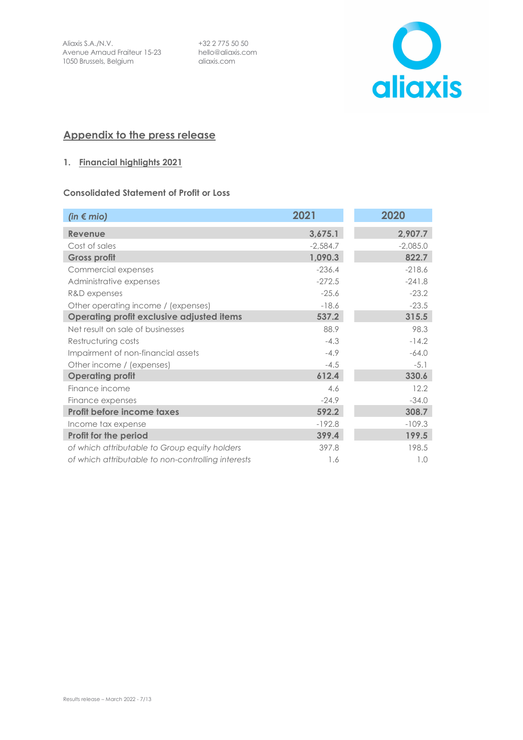Aliaxis S.A./N.V.
Avenue Arnaud Fraiteur 15-23
1050 Brussels, Belgium

+32 2 775 50 50
hello@aliaxis.com
aliaxis.com

# Appendix to the press release

## 1. Financial highlights 2021

### Consolidated Statement of Profit or Loss

| *(in € mio)* | 2021 | 2020 |
|---|---|---|
| **Revenue** | **3,675.1** | **2,907.7** |
| Cost of sales | -2,584.7 | -2,085.0 |
| **Gross profit** | **1,090.3** | **822.7** |
| Commercial expenses | -236.4 | -218.6 |
| Administrative expenses | -272.5 | -241.8 |
| R&D expenses | -25.6 | -23.2 |
| Other operating income / (expenses) | -18.6 | -23.5 |
| **Operating profit exclusive adjusted items** | **537.2** | **315.5** |
| Net result on sale of businesses | 88.9 | 98.3 |
| Restructuring costs | -4.3 | -14.2 |
| Impairment of non-financial assets | -4.9 | -64.0 |
| Other income / (expenses) | -4.5 | -5.1 |
| **Operating profit** | **612.4** | **330.6** |
| Finance income | 4.6 | 12.2 |
| Finance expenses | -24.9 | -34.0 |
| **Profit before income taxes** | **592.2** | **308.7** |
| Income tax expense | -192.8 | -109.3 |
| **Profit for the period** | **399.4** | **199.5** |
| *of which attributable to Group equity holders* | 397.8 | 198.5 |
| *of which attributable to non-controlling interests* | 1.6 | 1.0 |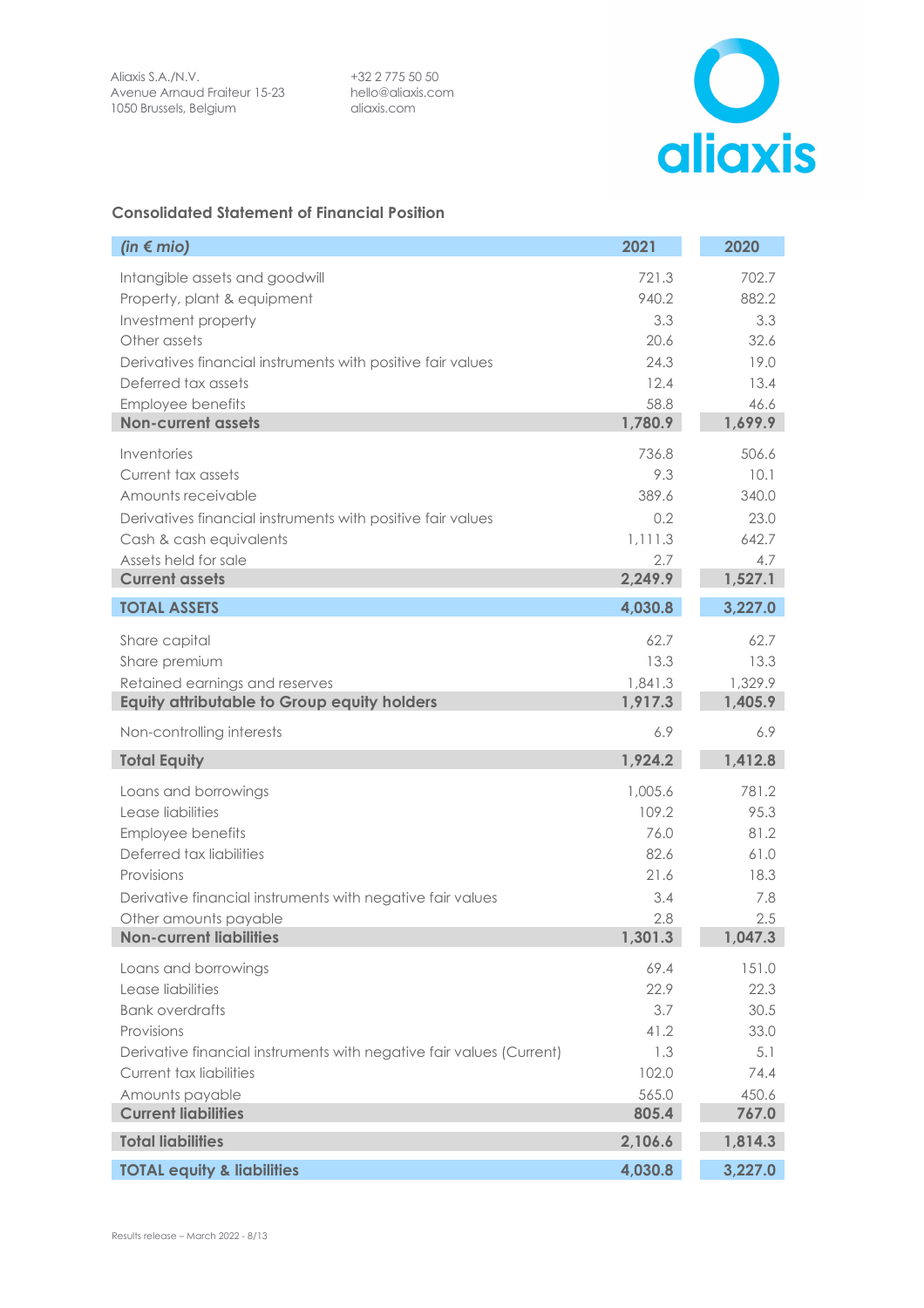Aliaxis S.A./N.V.
Avenue Arnaud Fraiteur 15-23
1050 Brussels, Belgium

+32 2 775 50 50
hello@aliaxis.com
aliaxis.com

## Consolidated Statement of Financial Position

| *(in € mio)* | 2021 | 2020 |
|---|---|---|
| Intangible assets and goodwill | 721.3 | 702.7 |
| Property, plant & equipment | 940.2 | 882.2 |
| Investment property | 3.3 | 3.3 |
| Other assets | 20.6 | 32.6 |
| Derivatives financial instruments with positive fair values | 24.3 | 19.0 |
| Deferred tax assets | 12.4 | 13.4 |
| Employee benefits | 58.8 | 46.6 |
| **Non-current assets** | **1,780.9** | **1,699.9** |
| Inventories | 736.8 | 506.6 |
| Current tax assets | 9.3 | 10.1 |
| Amounts receivable | 389.6 | 340.0 |
| Derivatives financial instruments with positive fair values | 0.2 | 23.0 |
| Cash & cash equivalents | 1,111.3 | 642.7 |
| Assets held for sale | 2.7 | 4.7 |
| **Current assets** | **2,249.9** | **1,527.1** |
| **TOTAL ASSETS** | **4,030.8** | **3,227.0** |
| Share capital | 62.7 | 62.7 |
| Share premium | 13.3 | 13.3 |
| Retained earnings and reserves | 1,841.3 | 1,329.9 |
| **Equity attributable to Group equity holders** | **1,917.3** | **1,405.9** |
| Non-controlling interests | 6.9 | 6.9 |
| **Total Equity** | **1,924.2** | **1,412.8** |
| Loans and borrowings | 1,005.6 | 781.2 |
| Lease liabilities | 109.2 | 95.3 |
| Employee benefits | 76.0 | 81.2 |
| Deferred tax liabilities | 82.6 | 61.0 |
| Provisions | 21.6 | 18.3 |
| Derivative financial instruments with negative fair values | 3.4 | 7.8 |
| Other amounts payable | 2.8 | 2.5 |
| **Non-current liabilities** | **1,301.3** | **1,047.3** |
| Loans and borrowings | 69.4 | 151.0 |
| Lease liabilities | 22.9 | 22.3 |
| Bank overdrafts | 3.7 | 30.5 |
| Provisions | 41.2 | 33.0 |
| Derivative financial instruments with negative fair values (Current) | 1.3 | 5.1 |
| Current tax liabilities | 102.0 | 74.4 |
| Amounts payable | 565.0 | 450.6 |
| **Current liabilities** | **805.4** | **767.0** |
| **Total liabilities** | **2,106.6** | **1,814.3** |
| **TOTAL equity & liabilities** | **4,030.8** | **3,227.0** |

Results release – March 2022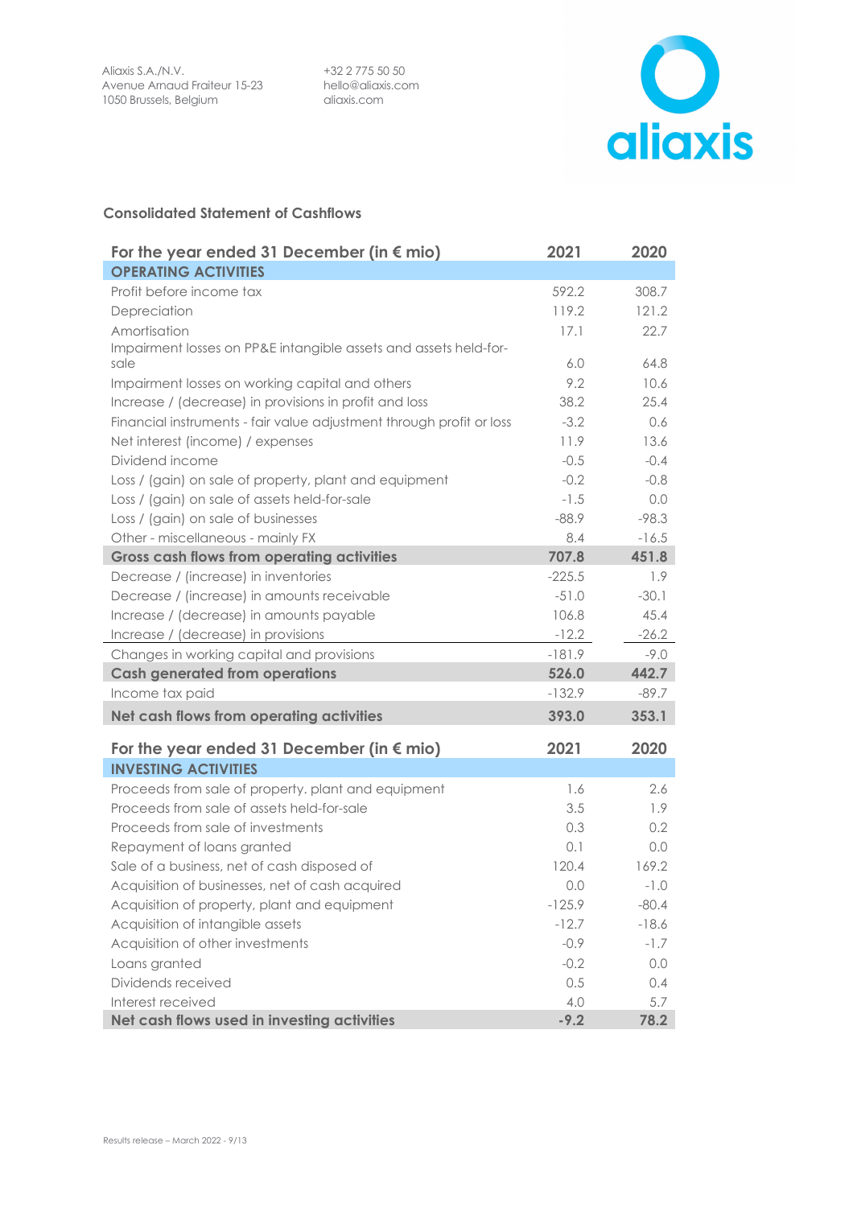Aliaxis S.A./N.V.
Avenue Arnaud Fraiteur 15-23
1050 Brussels, Belgium

+32 2 775 50 50
hello@aliaxis.com
aliaxis.com

### Consolidated Statement of Cashflows

| For the year ended 31 December (in € mio) | 2021 | 2020 |
|---|---|---|
| **OPERATING ACTIVITIES** | | |
| Profit before income tax | 592.2 | 308.7 |
| Depreciation | 119.2 | 121.2 |
| Amortisation | 17.1 | 22.7 |
| Impairment losses on PP&E intangible assets and assets held-for-sale | 6.0 | 64.8 |
| Impairment losses on working capital and others | 9.2 | 10.6 |
| Increase / (decrease) in provisions in profit and loss | 38.2 | 25.4 |
| Financial instruments - fair value adjustment through profit or loss | -3.2 | 0.6 |
| Net interest (income) / expenses | 11.9 | 13.6 |
| Dividend income | -0.5 | -0.4 |
| Loss / (gain) on sale of property, plant and equipment | -0.2 | -0.8 |
| Loss / (gain) on sale of assets held-for-sale | -1.5 | 0.0 |
| Loss / (gain) on sale of businesses | -88.9 | -98.3 |
| Other - miscellaneous - mainly FX | 8.4 | -16.5 |
| **Gross cash flows from operating activities** | **707.8** | **451.8** |
| Decrease / (increase) in inventories | -225.5 | 1.9 |
| Decrease / (increase) in amounts receivable | -51.0 | -30.1 |
| Increase / (decrease) in amounts payable | 106.8 | 45.4 |
| Increase / (decrease) in provisions | -12.2 | -26.2 |
| Changes in working capital and provisions | -181.9 | -9.0 |
| **Cash generated from operations** | **526.0** | **442.7** |
| Income tax paid | -132.9 | -89.7 |
| **Net cash flows from operating activities** | **393.0** | **353.1** |

| For the year ended 31 December (in € mio) | 2021 | 2020 |
|---|---|---|
| **INVESTING ACTIVITIES** | | |
| Proceeds from sale of property. plant and equipment | 1.6 | 2.6 |
| Proceeds from sale of assets held-for-sale | 3.5 | 1.9 |
| Proceeds from sale of investments | 0.3 | 0.2 |
| Repayment of loans granted | 0.1 | 0.0 |
| Sale of a business, net of cash disposed of | 120.4 | 169.2 |
| Acquisition of businesses, net of cash acquired | 0.0 | -1.0 |
| Acquisition of property, plant and equipment | -125.9 | -80.4 |
| Acquisition of intangible assets | -12.7 | -18.6 |
| Acquisition of other investments | -0.9 | -1.7 |
| Loans granted | -0.2 | 0.0 |
| Dividends received | 0.5 | 0.4 |
| Interest received | 4.0 | 5.7 |
| **Net cash flows used in investing activities** | **-9.2** | **78.2** |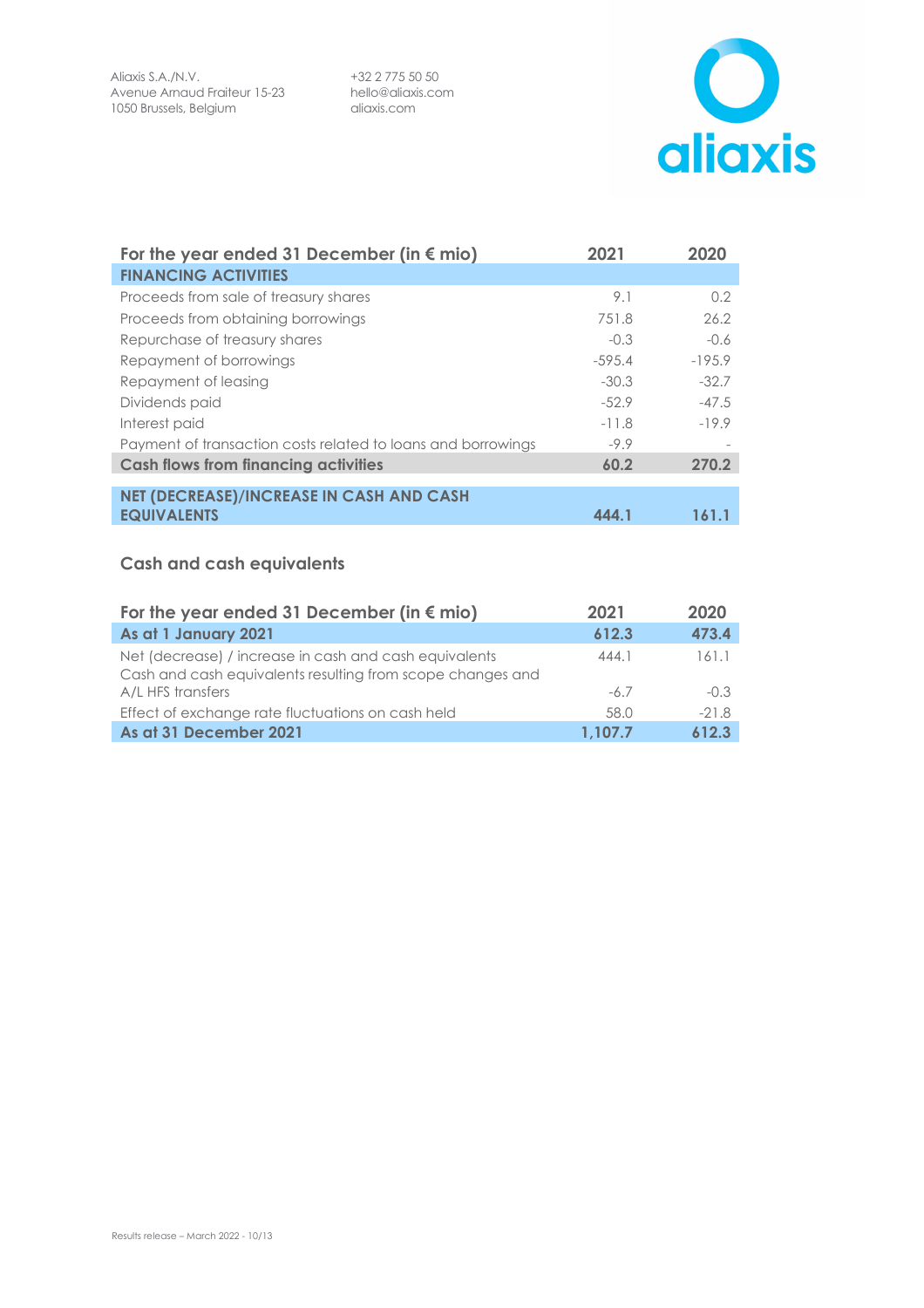Aliaxis S.A./N.V.
Avenue Arnaud Fraiteur 15-23
1050 Brussels, Belgium

+32 2 775 50 50
hello@aliaxis.com
aliaxis.com

| For the year ended 31 December (in € mio) | 2021 | 2020 |
|---|---|---|
| **FINANCING ACTIVITIES** | | |
| Proceeds from sale of treasury shares | 9.1 | 0.2 |
| Proceeds from obtaining borrowings | 751.8 | 26.2 |
| Repurchase of treasury shares | -0.3 | -0.6 |
| Repayment of borrowings | -595.4 | -195.9 |
| Repayment of leasing | -30.3 | -32.7 |
| Dividends paid | -52.9 | -47.5 |
| Interest paid | -11.8 | -19.9 |
| Payment of transaction costs related to loans and borrowings | -9.9 | - |
| **Cash flows from financing activities** | **60.2** | **270.2** |
| **NET (DECREASE)/INCREASE IN CASH AND CASH EQUIVALENTS** | **444.1** | **161.1** |

### Cash and cash equivalents

| For the year ended 31 December (in € mio) | 2021 | 2020 |
|---|---|---|
| **As at 1 January 2021** | **612.3** | **473.4** |
| Net (decrease) / increase in cash and cash equivalents | 444.1 | 161.1 |
| Cash and cash equivalents resulting from scope changes and A/L HFS transfers | -6.7 | -0.3 |
| Effect of exchange rate fluctuations on cash held | 58.0 | -21.8 |
| **As at 31 December 2021** | **1,107.7** | **612.3** |

Results release – March 2022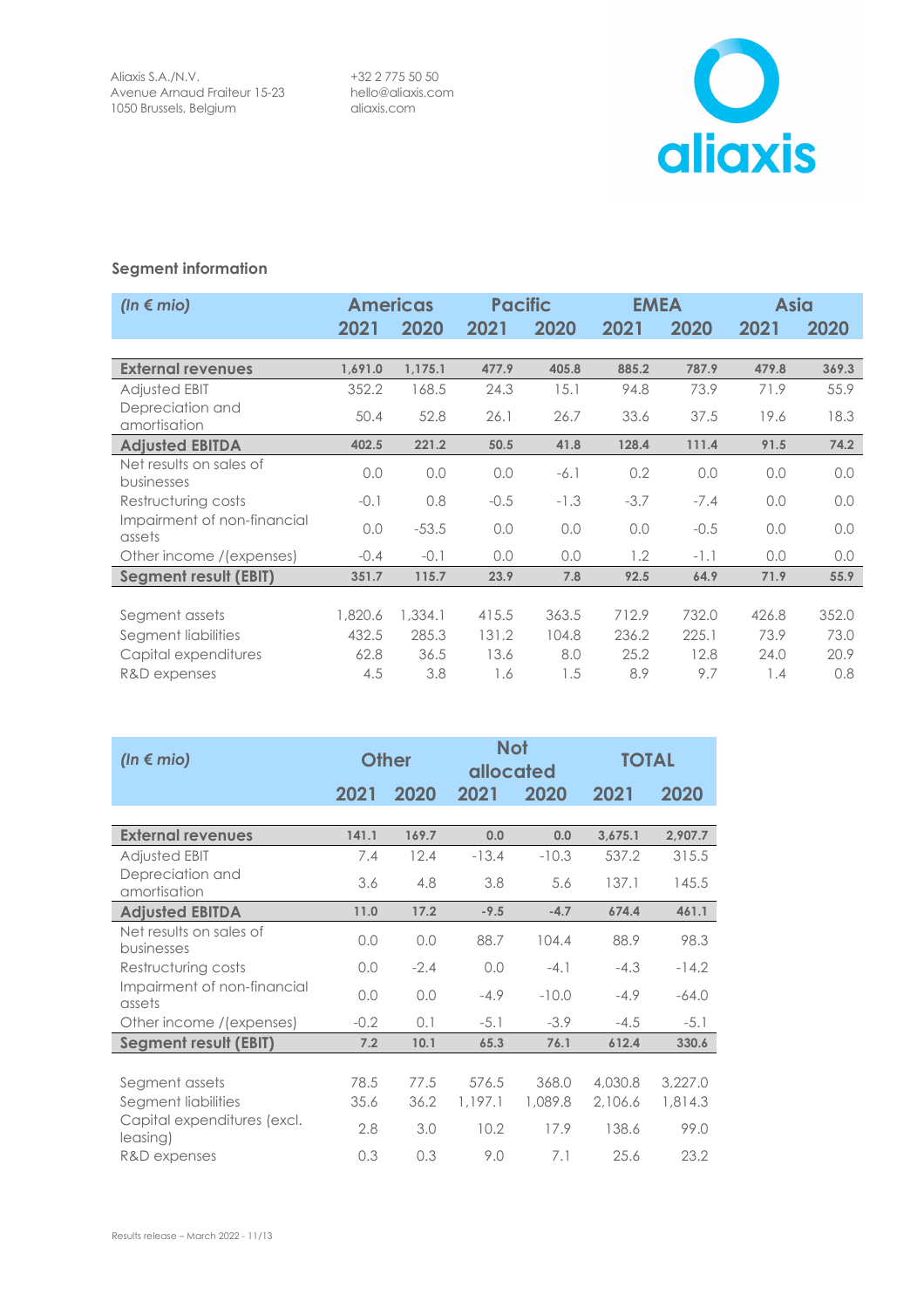Aliaxis S.A./N.V.
Avenue Arnaud Fraiteur 15-23
1050 Brussels, Belgium

+32 2 775 50 50
hello@aliaxis.com
aliaxis.com

## Segment information

| *(In € mio)* | Americas | | Pacific | | EMEA | | Asia | |
|---|---|---|---|---|---|---|---|---|
| | 2021 | 2020 | 2021 | 2020 | 2021 | 2020 | 2021 | 2020 |
| **External revenues** | **1,691.0** | **1,175.1** | **477.9** | **405.8** | **885.2** | **787.9** | **479.8** | **369.3** |
| Adjusted EBIT | 352.2 | 168.5 | 24.3 | 15.1 | 94.8 | 73.9 | 71.9 | 55.9 |
| Depreciation and amortisation | 50.4 | 52.8 | 26.1 | 26.7 | 33.6 | 37.5 | 19.6 | 18.3 |
| **Adjusted EBITDA** | **402.5** | **221.2** | **50.5** | **41.8** | **128.4** | **111.4** | **91.5** | **74.2** |
| Net results on sales of businesses | 0.0 | 0.0 | 0.0 | -6.1 | 0.2 | 0.0 | 0.0 | 0.0 |
| Restructuring costs | -0.1 | 0.8 | -0.5 | -1.3 | -3.7 | -7.4 | 0.0 | 0.0 |
| Impairment of non-financial assets | 0.0 | -53.5 | 0.0 | 0.0 | 0.0 | -0.5 | 0.0 | 0.0 |
| Other income /(expenses) | -0.4 | -0.1 | 0.0 | 0.0 | 1.2 | -1.1 | 0.0 | 0.0 |
| **Segment result (EBIT)** | **351.7** | **115.7** | **23.9** | **7.8** | **92.5** | **64.9** | **71.9** | **55.9** |
| | | | | | | | | |
| Segment assets | 1,820.6 | 1,334.1 | 415.5 | 363.5 | 712.9 | 732.0 | 426.8 | 352.0 |
| Segment liabilities | 432.5 | 285.3 | 131.2 | 104.8 | 236.2 | 225.1 | 73.9 | 73.0 |
| Capital expenditures | 62.8 | 36.5 | 13.6 | 8.0 | 25.2 | 12.8 | 24.0 | 20.9 |
| R&D expenses | 4.5 | 3.8 | 1.6 | 1.5 | 8.9 | 9.7 | 1.4 | 0.8 |

| *(In € mio)* | Other | | Not allocated | | TOTAL | |
|---|---|---|---|---|---|---|
| | 2021 | 2020 | 2021 | 2020 | 2021 | 2020 |
| **External revenues** | **141.1** | **169.7** | **0.0** | **0.0** | **3,675.1** | **2,907.7** |
| Adjusted EBIT | 7.4 | 12.4 | -13.4 | -10.3 | 537.2 | 315.5 |
| Depreciation and amortisation | 3.6 | 4.8 | 3.8 | 5.6 | 137.1 | 145.5 |
| **Adjusted EBITDA** | **11.0** | **17.2** | **-9.5** | **-4.7** | **674.4** | **461.1** |
| Net results on sales of businesses | 0.0 | 0.0 | 88.7 | 104.4 | 88.9 | 98.3 |
| Restructuring costs | 0.0 | -2.4 | 0.0 | -4.1 | -4.3 | -14.2 |
| Impairment of non-financial assets | 0.0 | 0.0 | -4.9 | -10.0 | -4.9 | -64.0 |
| Other income /(expenses) | -0.2 | 0.1 | -5.1 | -3.9 | -4.5 | -5.1 |
| **Segment result (EBIT)** | **7.2** | **10.1** | **65.3** | **76.1** | **612.4** | **330.6** |
| | | | | | | |
| Segment assets | 78.5 | 77.5 | 576.5 | 368.0 | 4,030.8 | 3,227.0 |
| Segment liabilities | 35.6 | 36.2 | 1,197.1 | 1,089.8 | 2,106.6 | 1,814.3 |
| Capital expenditures (excl. leasing) | 2.8 | 3.0 | 10.2 | 17.9 | 138.6 | 99.0 |
| R&D expenses | 0.3 | 0.3 | 9.0 | 7.1 | 25.6 | 23.2 |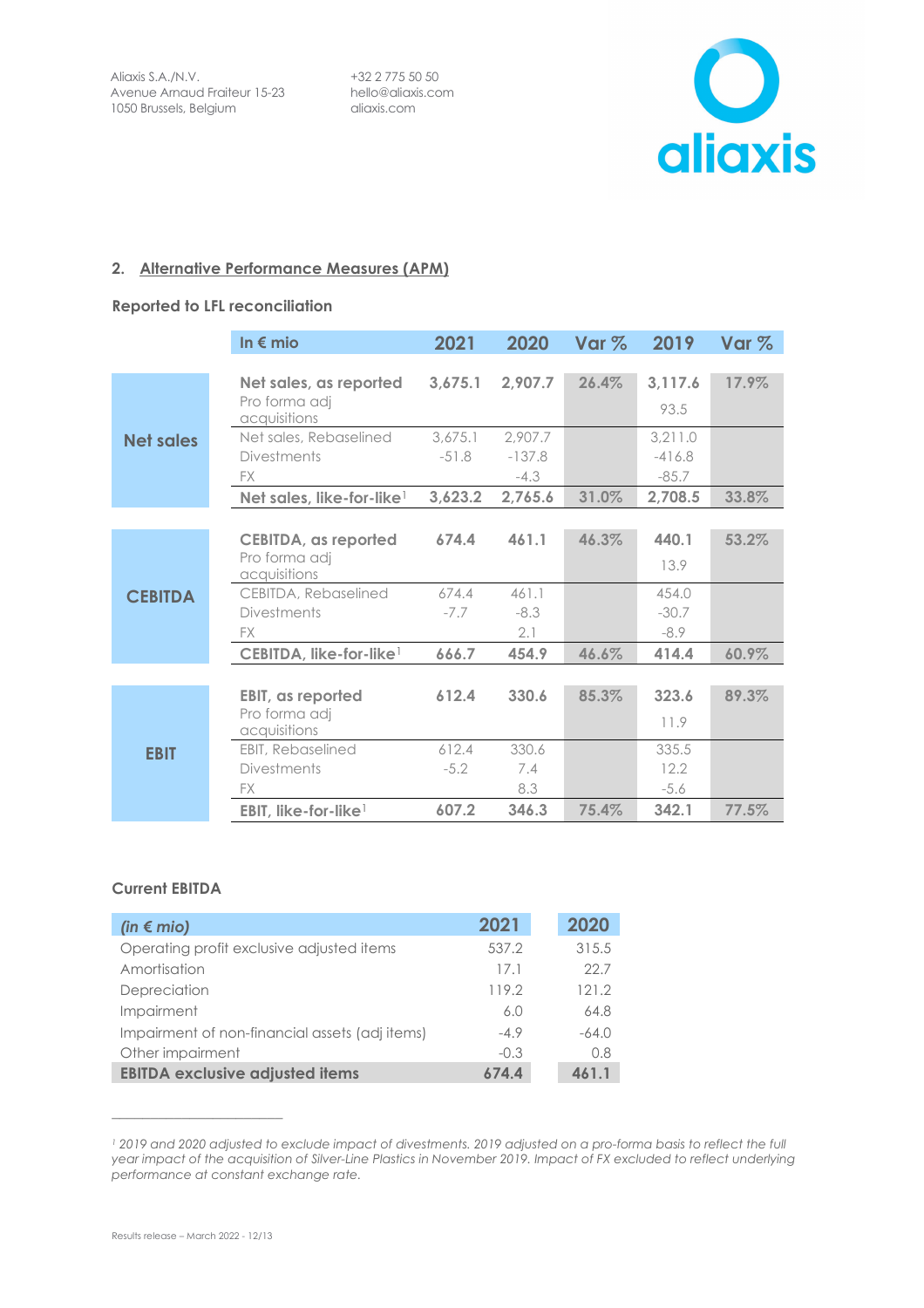Aliaxis S.A./N.V.
Avenue Arnaud Fraiteur 15-23
1050 Brussels, Belgium

+32 2 775 50 50
hello@aliaxis.com
aliaxis.com

## 2. Alternative Performance Measures (APM)

### Reported to LFL reconciliation

| | In € mio | 2021 | 2020 | Var % | 2019 | Var % |
|---|---|---|---|---|---|---|
| Net sales | **Net sales, as reported** | **3,675.1** | **2,907.7** | **26.4%** | **3,117.6** | **17.9%** |
| | Pro forma adj acquisitions | | | | 93.5 | |
| | Net sales, Rebaselined | 3,675.1 | 2,907.7 | | 3,211.0 | |
| | Divestments | -51.8 | -137.8 | | -416.8 | |
| | FX | | -4.3 | | -85.7 | |
| | **Net sales, like-for-like[1]** | **3,623.2** | **2,765.6** | **31.0%** | **2,708.5** | **33.8%** |
| CEBITDA | **CEBITDA, as reported** | **674.4** | **461.1** | **46.3%** | **440.1** | **53.2%** |
| | Pro forma adj acquisitions | | | | 13.9 | |
| | CEBITDA, Rebaselined | 674.4 | 461.1 | | 454.0 | |
| | Divestments | -7.7 | -8.3 | | -30.7 | |
| | FX | | 2.1 | | -8.9 | |
| | **CEBITDA, like-for-like[1]** | **666.7** | **454.9** | **46.6%** | **414.4** | **60.9%** |
| EBIT | **EBIT, as reported** | **612.4** | **330.6** | **85.3%** | **323.6** | **89.3%** |
| | Pro forma adj acquisitions | | | | 11.9 | |
| | EBIT, Rebaselined | 612.4 | 330.6 | | 335.5 | |
| | Divestments | -5.2 | 7.4 | | 12.2 | |
| | FX | | 8.3 | | -5.6 | |
| | **EBIT, like-for-like[1]** | **607.2** | **346.3** | **75.4%** | **342.1** | **77.5%** |

### Current EBITDA

| *(in € mio)* | 2021 | 2020 |
|---|---|---|
| Operating profit exclusive adjusted items | 537.2 | 315.5 |
| Amortisation | 17.1 | 22.7 |
| Depreciation | 119.2 | 121.2 |
| Impairment | 6.0 | 64.8 |
| Impairment of non-financial assets (adj items) | -4.9 | -64.0 |
| Other impairment | -0.3 | 0.8 |
| **EBITDA exclusive adjusted items** | **674.4** | **461.1** |

---

*[1] 2019 and 2020 adjusted to exclude impact of divestments. 2019 adjusted on a pro-forma basis to reflect the full year impact of the acquisition of Silver-Line Plastics in November 2019. Impact of FX excluded to reflect underlying performance at constant exchange rate.*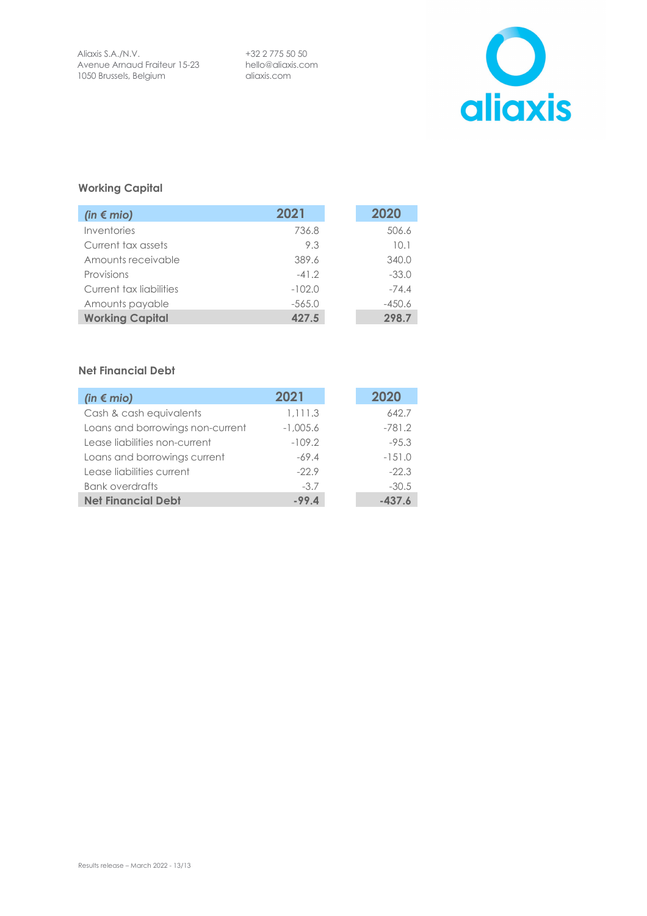Aliaxis S.A./N.V.
Avenue Arnaud Fraiteur 15-23
1050 Brussels, Belgium

+32 2 775 50 50
hello@aliaxis.com
aliaxis.com

### Working Capital

| *(in € mio)* | 2021 | 2020 |
|---|---|---|
| Inventories | 736.8 | 506.6 |
| Current tax assets | 9.3 | 10.1 |
| Amounts receivable | 389.6 | 340.0 |
| Provisions | -41.2 | -33.0 |
| Current tax liabilities | -102.0 | -74.4 |
| Amounts payable | -565.0 | -450.6 |
| **Working Capital** | **427.5** | **298.7** |

### Net Financial Debt

| *(in € mio)* | 2021 | 2020 |
|---|---|---|
| Cash & cash equivalents | 1,111.3 | 642.7 |
| Loans and borrowings non-current | -1,005.6 | -781.2 |
| Lease liabilities non-current | -109.2 | -95.3 |
| Loans and borrowings current | -69.4 | -151.0 |
| Lease liabilities current | -22.9 | -22.3 |
| Bank overdrafts | -3.7 | -30.5 |
| **Net Financial Debt** | **-99.4** | **-437.6** |